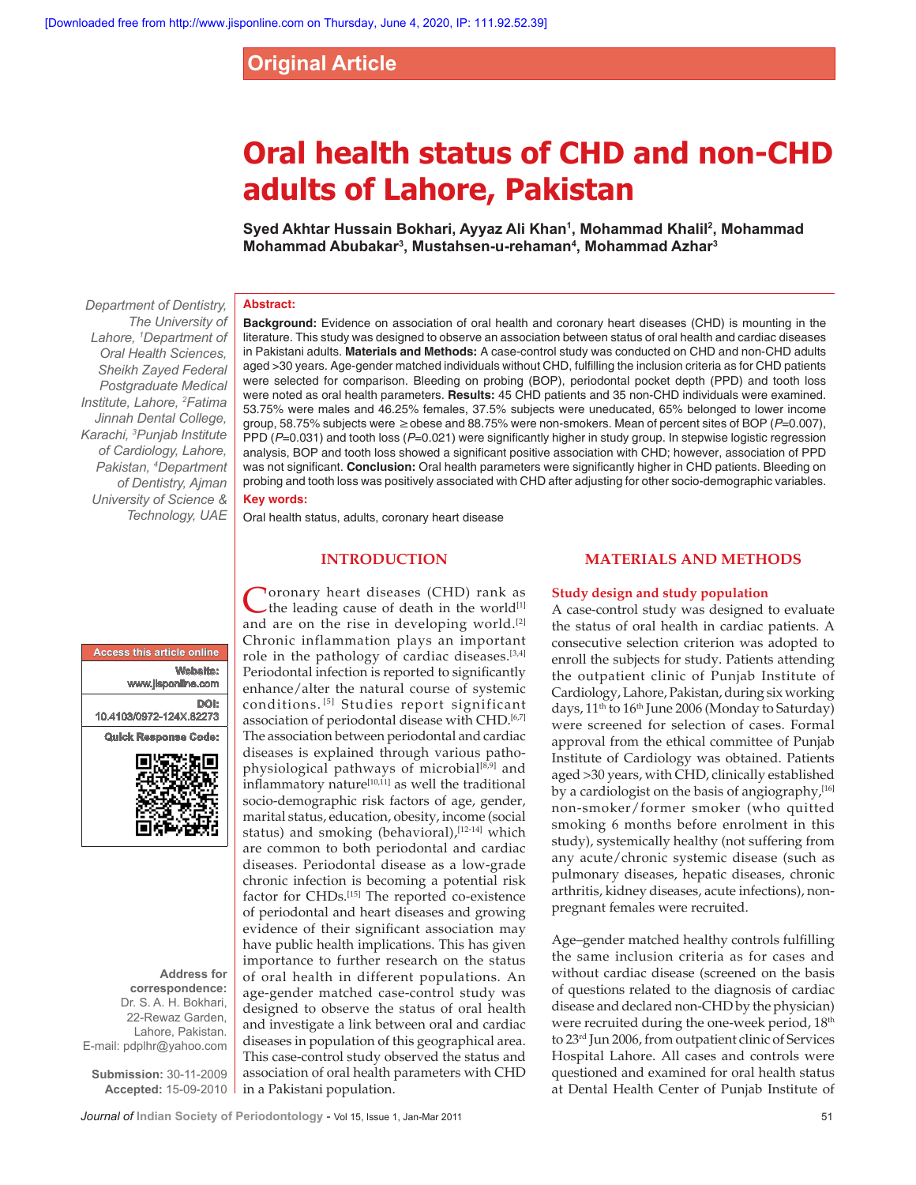Original Article

# Oral health status of CHD and non-CHD adults of Lahore, Pakistan

**Syed Akhtar Hussain Bokhari, Ayyaz Ali Khan[1], Mohammad Khalil[2], Mohammad Mohammad Abubakar[3], Mustahsen-u-rehaman[4], Mohammad Azhar[3]**

*Department of Dentistry, The University of Lahore, [1]Department of Oral Health Sciences, Sheikh Zayed Federal Postgraduate Medical Institute, Lahore, [2]Fatima Jinnah Dental College, Karachi, [3]Punjab Institute of Cardiology, Lahore, Pakistan, [4]Department of Dentistry, Ajman University of Science & Technology, UAE*

**Abstract:**

**Background:** Evidence on association of oral health and coronary heart diseases (CHD) is mounting in the literature. This study was designed to observe an association between status of oral health and cardiac diseases in Pakistani adults. **Materials and Methods:** A case-control study was conducted on CHD and non-CHD adults aged >30 years. Age-gender matched individuals without CHD, fulfilling the inclusion criteria as for CHD patients were selected for comparison. Bleeding on probing (BOP), periodontal pocket depth (PPD) and tooth loss were noted as oral health parameters. **Results:** 45 CHD patients and 35 non-CHD individuals were examined. 53.75% were males and 46.25% females, 37.5% subjects were uneducated, 65% belonged to lower income group, 58.75% subjects were ≥obese and 88.75% were non-smokers. Mean of percent sites of BOP ($P$=0.007), PPD ($P$=0.031) and tooth loss ($P$=0.021) were significantly higher in study group. In stepwise logistic regression analysis, BOP and tooth loss showed a significant positive association with CHD; however, association of PPD was not significant. **Conclusion:** Oral health parameters were significantly higher in CHD patients. Bleeding on probing and tooth loss was positively associated with CHD after adjusting for other socio-demographic variables.

**Key words:**

Oral health status, adults, coronary heart disease

Access this article online

Website: www.jisponline.com

DOI: 10.4103/0972-124X.82273

Quick Response Code:

Address for correspondence: Dr. S. A. H. Bokhari, 22-Rewaz Garden, Lahore, Pakistan. E-mail: pdplhr@yahoo.com

Submission: 30-11-2009
Accepted: 15-09-2010

## INTRODUCTION

Coronary heart diseases (CHD) rank as the leading cause of death in the world[1] and are on the rise in developing world.[2] Chronic inflammation plays an important role in the pathology of cardiac diseases.[3,4] Periodontal infection is reported to significantly enhance/alter the natural course of systemic conditions.[5] Studies report significant association of periodontal disease with CHD.[6,7] The association between periodontal and cardiac diseases is explained through various patho-physiological pathways of microbial[8,9] and inflammatory nature[10,11] as well the traditional socio-demographic risk factors of age, gender, marital status, education, obesity, income (social status) and smoking (behavioral),[12-14] which are common to both periodontal and cardiac diseases. Periodontal disease as a low-grade chronic infection is becoming a potential risk factor for CHDs.[15] The reported co-existence of periodontal and heart diseases and growing evidence of their significant association may have public health implications. This has given importance to further research on the status of oral health in different populations. An age-gender matched case-control study was designed to observe the status of oral health and investigate a link between oral and cardiac diseases in population of this geographical area. This case-control study observed the status and association of oral health parameters with CHD in a Pakistani population.

## MATERIALS AND METHODS

### Study design and study population

A case-control study was designed to evaluate the status of oral health in cardiac patients. A consecutive selection criterion was adopted to enroll the subjects for study. Patients attending the outpatient clinic of Punjab Institute of Cardiology, Lahore, Pakistan, during six working days, 11th to 16th June 2006 (Monday to Saturday) were screened for selection of cases. Formal approval from the ethical committee of Punjab Institute of Cardiology was obtained. Patients aged >30 years, with CHD, clinically established by a cardiologist on the basis of angiography,[16] non-smoker/former smoker (who quitted smoking 6 months before enrolment in this study), systemically healthy (not suffering from any acute/chronic systemic disease (such as pulmonary diseases, hepatic diseases, chronic arthritis, kidney diseases, acute infections), non-pregnant females were recruited.

Age–gender matched healthy controls fulfilling the same inclusion criteria as for cases and without cardiac disease (screened on the basis of questions related to the diagnosis of cardiac disease and declared non-CHD by the physician) were recruited during the one-week period, 18th to 23rd Jun 2006, from outpatient clinic of Services Hospital Lahore. All cases and controls were questioned and examined for oral health status at Dental Health Center of Punjab Institute of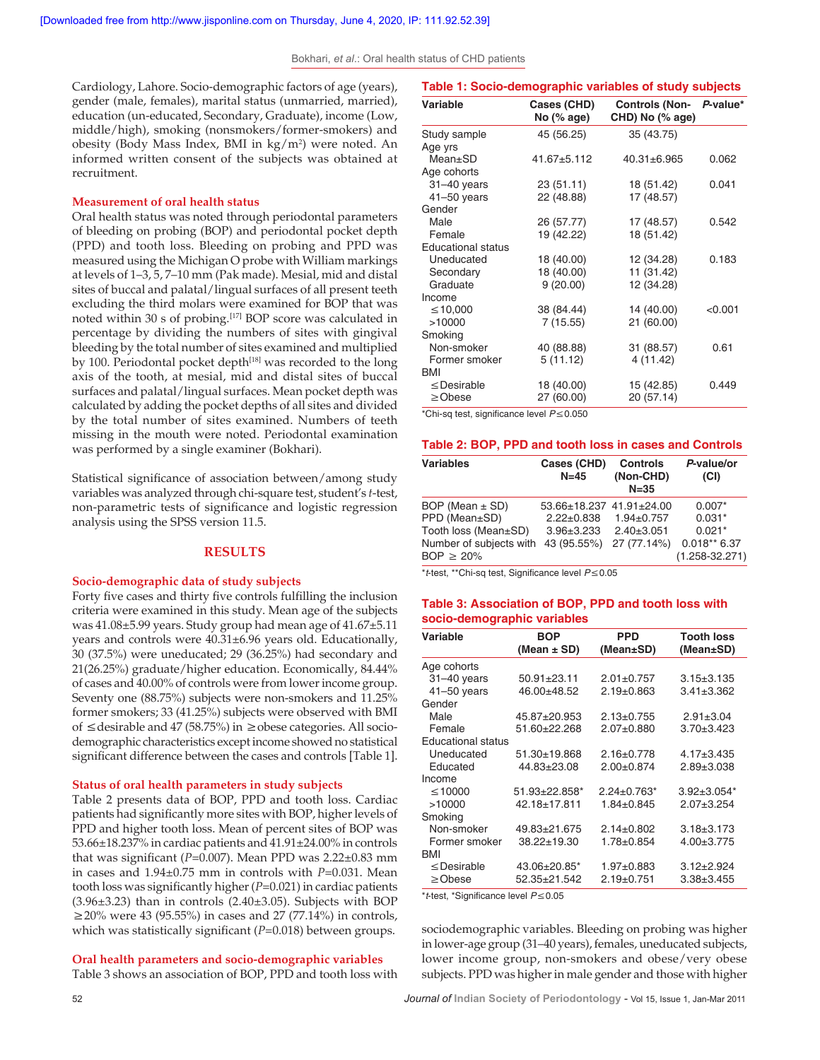Cardiology, Lahore. Socio-demographic factors of age (years), gender (male, females), marital status (unmarried, married), education (un-educated, Secondary, Graduate), income (Low, middle/high), smoking (nonsmokers/former-smokers) and obesity (Body Mass Index, BMI in kg/m$^2$) were noted. An informed written consent of the subjects was obtained at recruitment.

### Measurement of oral health status

Oral health status was noted through periodontal parameters of bleeding on probing (BOP) and periodontal pocket depth (PPD) and tooth loss. Bleeding on probing and PPD was measured using the Michigan O probe with William markings at levels of 1–3, 5, 7–10 mm (Pak made). Mesial, mid and distal sites of buccal and palatal/lingual surfaces of all present teeth excluding the third molars were examined for BOP that was noted within 30 s of probing.[17] BOP score was calculated in percentage by dividing the numbers of sites with gingival bleeding by the total number of sites examined and multiplied by 100. Periodontal pocket depth[18] was recorded to the long axis of the tooth, at mesial, mid and distal sites of buccal surfaces and palatal/lingual surfaces. Mean pocket depth was calculated by adding the pocket depths of all sites and divided by the total number of sites examined. Numbers of teeth missing in the mouth were noted. Periodontal examination was performed by a single examiner (Bokhari).

Statistical significance of association between/among study variables was analyzed through chi-square test, student's *t*-test, non-parametric tests of significance and logistic regression analysis using the SPSS version 11.5.

## RESULTS

### Socio-demographic data of study subjects

Forty five cases and thirty five controls fulfilling the inclusion criteria were examined in this study. Mean age of the subjects was 41.08±5.99 years. Study group had mean age of 41.67±5.11 years and controls were 40.31±6.96 years old. Educationally, 30 (37.5%) were uneducated; 29 (36.25%) had secondary and 21(26.25%) graduate/higher education. Economically, 84.44% of cases and 40.00% of controls were from lower income group. Seventy one (88.75%) subjects were non-smokers and 11.25% former smokers; 33 (41.25%) subjects were observed with BMI of ≤desirable and 47 (58.75%) in ≥obese categories. All socio-demographic characteristics except income showed no statistical significant difference between the cases and controls [Table 1].

### Status of oral health parameters in study subjects

Table 2 presents data of BOP, PPD and tooth loss. Cardiac patients had significantly more sites with BOP, higher levels of PPD and higher tooth loss. Mean of percent sites of BOP was 53.66±18.237% in cardiac patients and 41.91±24.00% in controls that was significant ($P$=0.007). Mean PPD was 2.22±0.83 mm in cases and 1.94±0.75 mm in controls with $P$=0.031. Mean tooth loss was significantly higher ($P$=0.021) in cardiac patients (3.96±3.23) than in controls (2.40±3.05). Subjects with BOP ≥20% were 43 (95.55%) in cases and 27 (77.14%) in controls, which was statistically significant ($P$=0.018) between groups.

### Oral health parameters and socio-demographic variables

Table 3 shows an association of BOP, PPD and tooth loss with sociodemographic variables. Bleeding on probing was higher in lower-age group (31–40 years), females, uneducated subjects, lower income group, non-smokers and obese/very obese subjects. PPD was higher in male gender and those with higher

**Table 1: Socio-demographic variables of study subjects**

| Variable | Cases (CHD) No (% age) | Controls (Non-CHD) No (% age) | P-value* |
|---|---|---|---|
| Study sample | 45 (56.25) | 35 (43.75) | |
| Age yrs | | | |
| Mean±SD | 41.67±5.112 | 40.31±6.965 | 0.062 |
| Age cohorts | | | |
| 31–40 years | 23 (51.11) | 18 (51.42) | 0.041 |
| 41–50 years | 22 (48.88) | 17 (48.57) | |
| Gender | | | |
| Male | 26 (57.77) | 17 (48.57) | 0.542 |
| Female | 19 (42.22) | 18 (51.42) | |
| Educational status | | | |
| Uneducated | 18 (40.00) | 12 (34.28) | 0.183 |
| Secondary | 18 (40.00) | 11 (31.42) | |
| Graduate | 9 (20.00) | 12 (34.28) | |
| Income | | | |
| ≤10,000 | 38 (84.44) | 14 (40.00) | <0.001 |
| >10000 | 7 (15.55) | 21 (60.00) | |
| Smoking | | | |
| Non-smoker | 40 (88.88) | 31 (88.57) | 0.61 |
| Former smoker | 5 (11.12) | 4 (11.42) | |
| BMI | | | |
| ≤Desirable | 18 (40.00) | 15 (42.85) | 0.449 |
| ≥Obese | 27 (60.00) | 20 (57.14) | |

*Chi-sq test, significance level $P$≤0.050

**Table 2: BOP, PPD and tooth loss in cases and Controls**

| Variables | Cases (CHD) N=45 | Controls (Non-CHD) N=35 | P-value/or (CI) |
|---|---|---|---|
| BOP (Mean ± SD) | 53.66±18.237 | 41.91±24.00 | 0.007* |
| PPD (Mean±SD) | 2.22±0.838 | 1.94±0.757 | 0.031* |
| Tooth loss (Mean±SD) | 3.96±3.233 | 2.40±3.051 | 0.021* |
| Number of subjects with BOP ≥ 20% | 43 (95.55%) | 27 (77.14%) | 0.018** 6.37 (1.258-32.271) |

*t-test, **Chi-sq test, Significance level $P$≤0.05

**Table 3: Association of BOP, PPD and tooth loss with socio-demographic variables**

| Variable | BOP (Mean ± SD) | PPD (Mean±SD) | Tooth loss (Mean±SD) |
|---|---|---|---|
| Age cohorts | | | |
| 31–40 years | 50.91±23.11 | 2.01±0.757 | 3.15±3.135 |
| 41–50 years | 46.00±48.52 | 2.19±0.863 | 3.41±3.362 |
| Gender | | | |
| Male | 45.87±20.953 | 2.13±0.755 | 2.91±3.04 |
| Female | 51.60±22.268 | 2.07±0.880 | 3.70±3.423 |
| Educational status | | | |
| Uneducated | 51.30±19.868 | 2.16±0.778 | 4.17±3.435 |
| Educated | 44.83±23.08 | 2.00±0.874 | 2.89±3.038 |
| Income | | | |
| ≤10000 | 51.93±22.858* | 2.24±0.763* | 3.92±3.054* |
| >10000 | 42.18±17.811 | 1.84±0.845 | 2.07±3.254 |
| Smoking | | | |
| Non-smoker | 49.83±21.675 | 2.14±0.802 | 3.18±3.173 |
| Former smoker | 38.22±19.30 | 1.78±0.854 | 4.00±3.775 |
| BMI | | | |
| ≤Desirable | 43.06±20.85* | 1.97±0.883 | 3.12±2.924 |
| ≥Obese | 52.35±21.542 | 2.19±0.751 | 3.38±3.455 |

*t-test, *Significance level $P$≤0.05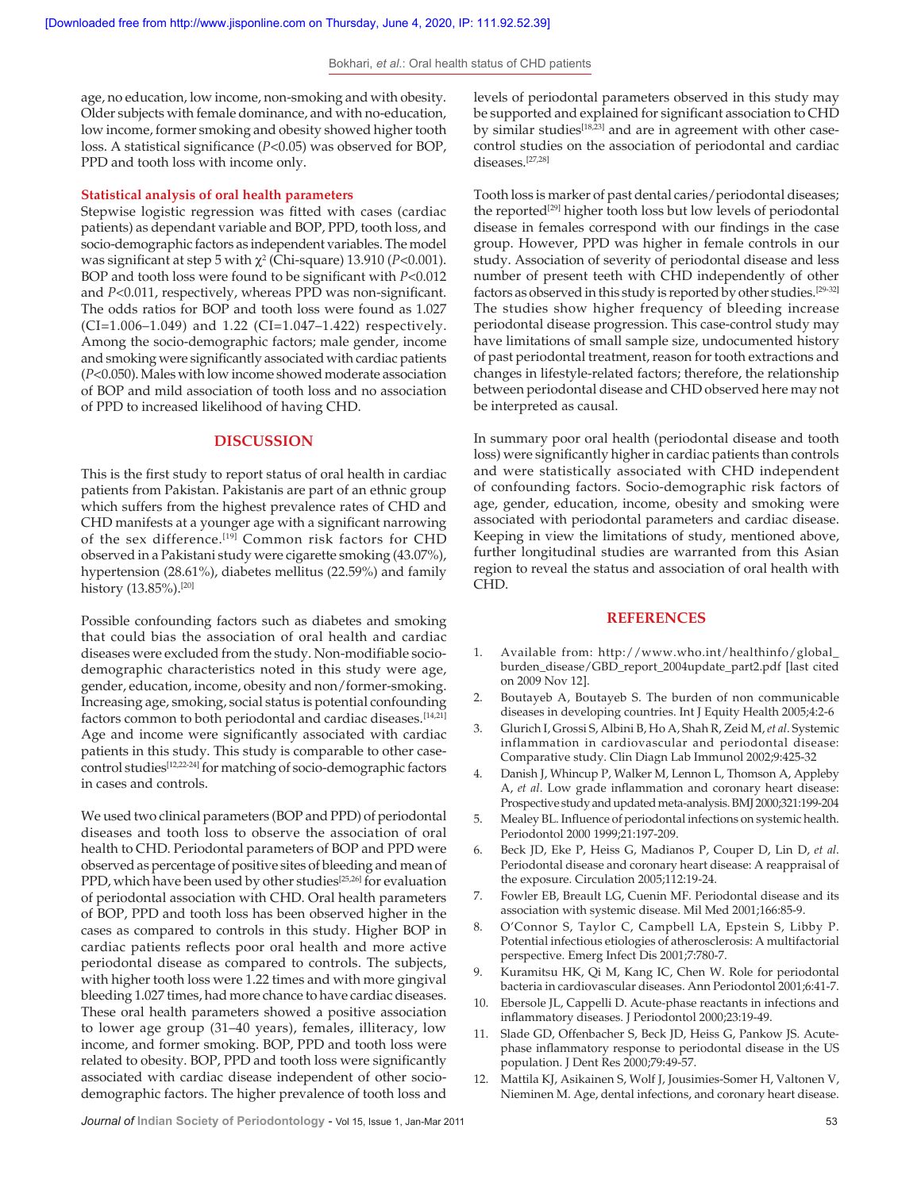age, no education, low income, non-smoking and with obesity. Older subjects with female dominance, and with no-education, low income, former smoking and obesity showed higher tooth loss. A statistical significance ($P<0.05$) was observed for BOP, PPD and tooth loss with income only.

### Statistical analysis of oral health parameters

Stepwise logistic regression was fitted with cases (cardiac patients) as dependant variable and BOP, PPD, tooth loss, and socio-demographic factors as independent variables. The model was significant at step 5 with $\chi^2$ (Chi-square) 13.910 ($P<0.001$). BOP and tooth loss were found to be significant with $P<0.012$ and $P<0.011$, respectively, whereas PPD was non-significant. The odds ratios for BOP and tooth loss were found as 1.027 (CI=1.006–1.049) and 1.22 (CI=1.047–1.422) respectively. Among the socio-demographic factors; male gender, income and smoking were significantly associated with cardiac patients ($P<0.050$). Males with low income showed moderate association of BOP and mild association of tooth loss and no association of PPD to increased likelihood of having CHD.

## DISCUSSION

This is the first study to report status of oral health in cardiac patients from Pakistan. Pakistanis are part of an ethnic group which suffers from the highest prevalence rates of CHD and CHD manifests at a younger age with a significant narrowing of the sex difference.[19] Common risk factors for CHD observed in a Pakistani study were cigarette smoking (43.07%), hypertension (28.61%), diabetes mellitus (22.59%) and family history (13.85%).[20]

Possible confounding factors such as diabetes and smoking that could bias the association of oral health and cardiac diseases were excluded from the study. Non-modifiable socio-demographic characteristics noted in this study were age, gender, education, income, obesity and non/former-smoking. Increasing age, smoking, social status is potential confounding factors common to both periodontal and cardiac diseases.[14,21] Age and income were significantly associated with cardiac patients in this study. This study is comparable to other case-control studies[12,22-24] for matching of socio-demographic factors in cases and controls.

We used two clinical parameters (BOP and PPD) of periodontal diseases and tooth loss to observe the association of oral health to CHD. Periodontal parameters of BOP and PPD were observed as percentage of positive sites of bleeding and mean of PPD, which have been used by other studies[25,26] for evaluation of periodontal association with CHD. Oral health parameters of BOP, PPD and tooth loss has been observed higher in the cases as compared to controls in this study. Higher BOP in cardiac patients reflects poor oral health and more active periodontal disease as compared to controls. The subjects, with higher tooth loss were 1.22 times and with more gingival bleeding 1.027 times, had more chance to have cardiac diseases. These oral health parameters showed a positive association to lower age group (31–40 years), females, illiteracy, low income, and former smoking. BOP, PPD and tooth loss were related to obesity. BOP, PPD and tooth loss were significantly associated with cardiac disease independent of other socio-demographic factors. The higher prevalence of tooth loss and levels of periodontal parameters observed in this study may be supported and explained for significant association to CHD by similar studies[18,23] and are in agreement with other case-control studies on the association of periodontal and cardiac diseases.[27,28]

Tooth loss is marker of past dental caries/periodontal diseases; the reported[29] higher tooth loss but low levels of periodontal disease in females correspond with our findings in the case group. However, PPD was higher in female controls in our study. Association of severity of periodontal disease and less number of present teeth with CHD independently of other factors as observed in this study is reported by other studies.[29-32] The studies show higher frequency of bleeding increase periodontal disease progression. This case-control study may have limitations of small sample size, undocumented history of past periodontal treatment, reason for tooth extractions and changes in lifestyle-related factors; therefore, the relationship between periodontal disease and CHD observed here may not be interpreted as causal.

In summary poor oral health (periodontal disease and tooth loss) were significantly higher in cardiac patients than controls and were statistically associated with CHD independent of confounding factors. Socio-demographic risk factors of age, gender, education, income, obesity and smoking were associated with periodontal parameters and cardiac disease. Keeping in view the limitations of study, mentioned above, further longitudinal studies are warranted from this Asian region to reveal the status and association of oral health with CHD.

## REFERENCES

1. Available from: http://www.who.int/healthinfo/global_burden_disease/GBD_report_2004update_part2.pdf [last cited on 2009 Nov 12].
2. Boutayeb A, Boutayeb S. The burden of non communicable diseases in developing countries. Int J Equity Health 2005;4:2-6
3. Glurich I, Grossi S, Albini B, Ho A, Shah R, Zeid M, *et al*. Systemic inflammation in cardiovascular and periodontal disease: Comparative study. Clin Diagn Lab Immunol 2002;9:425-32
4. Danish J, Whincup P, Walker M, Lennon L, Thomson A, Appleby A, *et al*. Low grade inflammation and coronary heart disease: Prospective study and updated meta-analysis. BMJ 2000;321:199-204
5. Mealey BL. Influence of periodontal infections on systemic health. Periodontol 2000 1999;21:197-209.
6. Beck JD, Eke P, Heiss G, Madianos P, Couper D, Lin D, *et al*. Periodontal disease and coronary heart disease: A reappraisal of the exposure. Circulation 2005;112:19-24.
7. Fowler EB, Breault LG, Cuenin MF. Periodontal disease and its association with systemic disease. Mil Med 2001;166:85-9.
8. O'Connor S, Taylor C, Campbell LA, Epstein S, Libby P. Potential infectious etiologies of atherosclerosis: A multifactorial perspective. Emerg Infect Dis 2001;7:780-7.
9. Kuramitsu HK, Qi M, Kang IC, Chen W. Role for periodontal bacteria in cardiovascular diseases. Ann Periodontol 2001;6:41-7.
10. Ebersole JL, Cappelli D. Acute-phase reactants in infections and inflammatory diseases. J Periodontol 2000;23:19-49.
11. Slade GD, Offenbacher S, Beck JD, Heiss G, Pankow JS. Acute-phase inflammatory response to periodontal disease in the US population. J Dent Res 2000;79:49-57.
12. Mattila KJ, Asikainen S, Wolf J, Jousimies-Somer H, Valtonen V, Nieminen M. Age, dental infections, and coronary heart disease.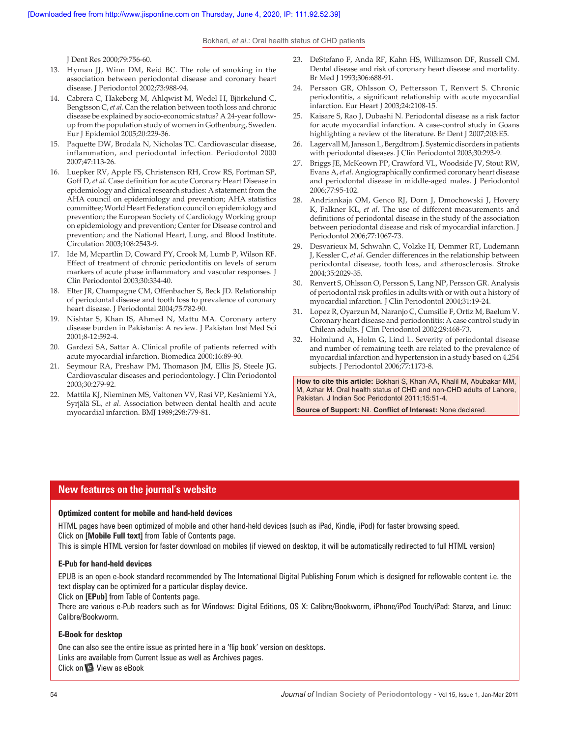J Dent Res 2000;79:756-60.

13. Hyman JJ, Winn DM, Reid BC. The role of smoking in the association between periodontal disease and coronary heart disease. J Periodontol 2002;73:988-94.
14. Cabrera C, Hakeberg M, Ahlqwist M, Wedel H, Björkelund C, Bengtsson C, *et al*. Can the relation between tooth loss and chronic disease be explained by socio-economic status? A 24-year follow-up from the population study of women in Gothenburg, Sweden. Eur J Epidemiol 2005;20:229-36.
15. Paquette DW, Brodala N, Nicholas TC. Cardiovascular disease, inflammation, and periodontal infection. Periodontol 2000 2007;47:113-26.
16. Luepker RV, Apple FS, Christenson RH, Crow RS, Fortman SP, Goff D, *et al*. Case definition for acute Coronary Heart Disease in epidemiology and clinical research studies: A statement from the AHA council on epidemiology and prevention; AHA statistics committee; World Heart Federation council on epidemiology and prevention; the European Society of Cardiology Working group on epidemiology and prevention; Center for Disease control and prevention; and the National Heart, Lung, and Blood Institute. Circulation 2003;108:2543-9.
17. Ide M, Mcpartlin D, Coward PY, Crook M, Lumb P, Wilson RF. Effect of treatment of chronic periodontitis on levels of serum markers of acute phase inflammatory and vascular responses. J Clin Periodontol 2003;30:334-40.
18. Elter JR, Champagne CM, Offenbacher S, Beck JD. Relationship of periodontal disease and tooth loss to prevalence of coronary heart disease. J Periodontal 2004;75:782-90.
19. Nishtar S, Khan IS, Ahmed N, Mattu MA. Coronary artery disease burden in Pakistanis: A review. J Pakistan Inst Med Sci 2001;8-12:592-4.
20. Gardezi SA, Sattar A. Clinical profile of patients referred with acute myocardial infarction. Biomedica 2000;16:89-90.
21. Seymour RA, Preshaw PM, Thomason JM, Ellis JS, Steele JG. Cardiovascular diseases and periodontology. J Clin Periodontol 2003;30:279-92.
22. Mattila KJ, Nieminen MS, Valtonen VV, Rasi VP, Kesäniemi YA, Syrjälä SL, *et al*. Association between dental health and acute myocardial infarction. BMJ 1989;298:779-81.
23. DeStefano F, Anda RF, Kahn HS, Williamson DF, Russell CM. Dental disease and risk of coronary heart disease and mortality. Br Med J 1993;306:688-91.
24. Persson GR, Ohlsson O, Pettersson T, Renvert S. Chronic periodontitis, a significant relationship with acute myocardial infarction. Eur Heart J 2003;24:2108-15.
25. Kaisare S, Rao J, Dubashi N. Periodontal disease as a risk factor for acute myocardial infarction. A case-control study in Goans highlighting a review of the literature. Br Dent J 2007;203:E5.
26. Lagervall M, Jansson L, Bergdtrom J. Systemic disorders in patients with periodontal diseases. J Clin Periodontol 2003;30:293-9.
27. Briggs JE, McKeown PP, Crawford VL, Woodside JV, Stout RW, Evans A, *et al*. Angiographically confirmed coronary heart disease and periodontal disease in middle-aged males. J Periodontol 2006;77:95-102.
28. Andriankaja OM, Genco RJ, Dorn J, Dmochowski J, Hovery K, Falkner KL, *et al*. The use of different measurements and definitions of periodontal disease in the study of the association between periodontal disease and risk of myocardial infarction. J Periodontol 2006;77:1067-73.
29. Desvarieux M, Schwahn C, Volzke H, Demmer RT, Ludemann J, Kessler C, *et al*. Gender differences in the relationship between periodontal disease, tooth loss, and atherosclerosis. Stroke 2004;35:2029-35.
30. Renvert S, Ohlsson O, Persson S, Lang NP, Persson GR. Analysis of periodontal risk profiles in adults with or with out a history of myocardial infarction. J Clin Periodontol 2004;31:19-24.
31. Lopez R, Oyarzun M, Naranjo C, Cumsille F, Ortiz M, Baelum V. Coronary heart disease and periodontitis: A case control study in Chilean adults. J Clin Periodontol 2002;29:468-73.
32. Holmlund A, Holm G, Lind L. Severity of periodontal disease and number of remaining teeth are related to the prevalence of myocardial infarction and hypertension in a study based on 4,254 subjects. J Periodontol 2006;77:1173-8.

**How to cite this article:** Bokhari S, Khan AA, Khalil M, Abubakar MM, M, Azhar M. Oral health status of CHD and non-CHD adults of Lahore, Pakistan. J Indian Soc Periodontol 2011;15:51-4.

**Source of Support:** Nil. **Conflict of Interest:** None declared.

## New features on the journal's website

**Optimized content for mobile and hand-held devices**

HTML pages have been optimized of mobile and other hand-held devices (such as iPad, Kindle, iPod) for faster browsing speed.
Click on **[Mobile Full text]** from Table of Contents page.
This is simple HTML version for faster download on mobiles (if viewed on desktop, it will be automatically redirected to full HTML version)

**E-Pub for hand-held devices**

EPUB is an open e-book standard recommended by The International Digital Publishing Forum which is designed for reflowable content i.e. the text display can be optimized for a particular display device.
Click on **[EPub]** from Table of Contents page.
There are various e-Pub readers such as for Windows: Digital Editions, OS X: Calibre/Bookworm, iPhone/iPod Touch/iPad: Stanza, and Linux: Calibre/Bookworm.

**E-Book for desktop**

One can also see the entire issue as printed here in a 'flip book' version on desktops.
Links are available from Current Issue as well as Archives pages.
Click on View as eBook